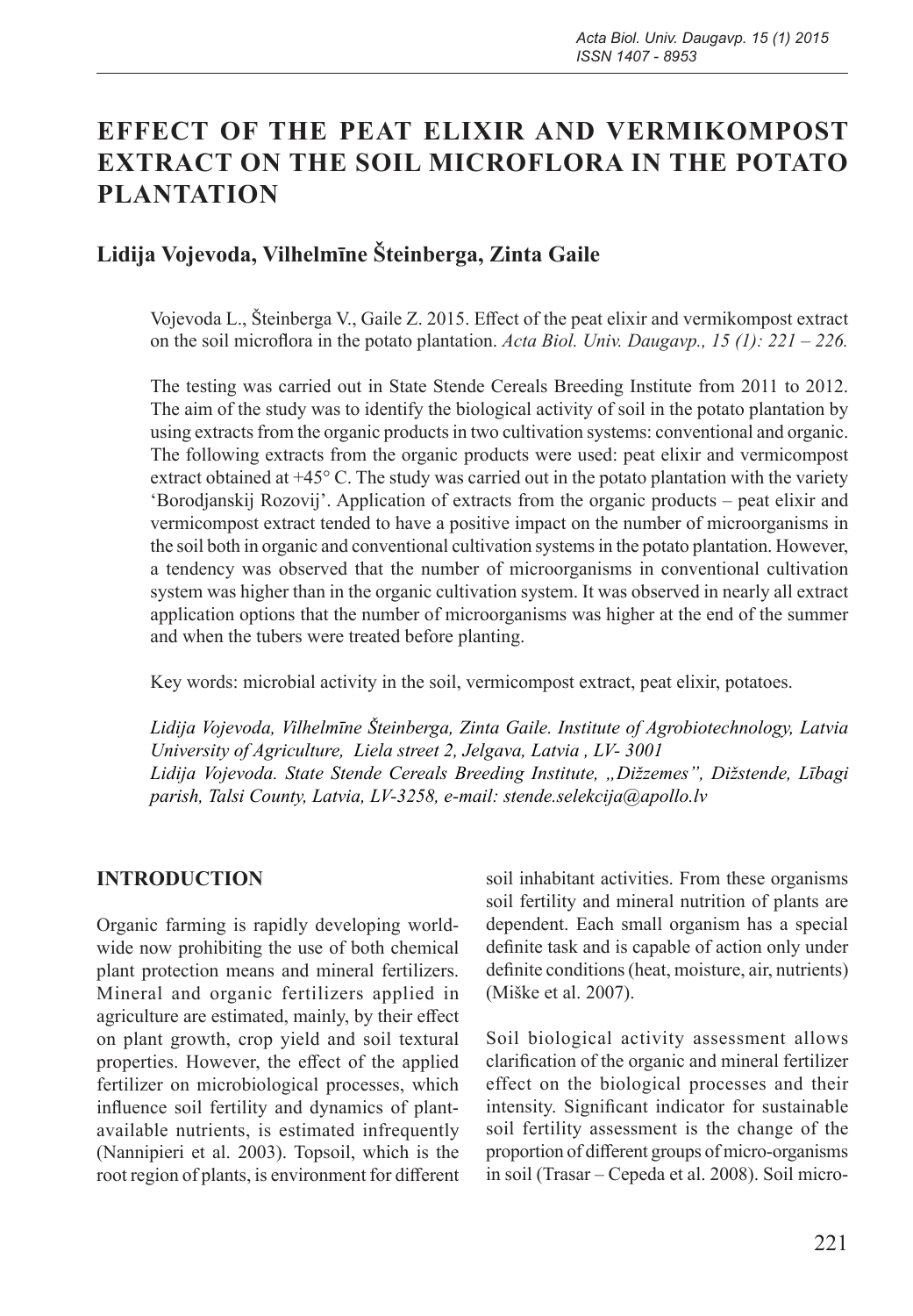# EFFECT OF THE PEAT ELIXIR AND VERMIKOMPOST EXTRACT ON THE SOIL MICROFLORA IN THE POTATO PLANTATION

## Lidija Vojevoda, Vilhelmīne Šteinberga, Zinta Gaile

Vojevoda L., Šteinberga V., Gaile Z. 2015. Effect of the peat elixir and vermikompost extract on the soil microflora in the potato plantation. *Acta Biol. Univ. Daugavp., 15 (1): 221 – 226.*

The testing was carried out in State Stende Cereals Breeding Institute from 2011 to 2012. The aim of the study was to identify the biological activity of soil in the potato plantation by using extracts from the organic products in two cultivation systems: conventional and organic. The following extracts from the organic products were used: peat elixir and vermicompost extract obtained at +45° C. The study was carried out in the potato plantation with the variety 'Borodjanskij Rozovij'. Application of extracts from the organic products – peat elixir and vermicompost extract tended to have a positive impact on the number of microorganisms in the soil both in organic and conventional cultivation systems in the potato plantation. However, a tendency was observed that the number of microorganisms in conventional cultivation system was higher than in the organic cultivation system. It was observed in nearly all extract application options that the number of microorganisms was higher at the end of the summer and when the tubers were treated before planting.

Key words: microbial activity in the soil, vermicompost extract, peat elixir, potatoes.

*Lidija Vojevoda, Vilhelmīne Šteinberga, Zinta Gaile. Institute of Agrobiotechnology, Latvia University of Agriculture, Liela street 2, Jelgava, Latvia , LV- 3001*
*Lidija Vojevoda. State Stende Cereals Breeding Institute, „Dižzemes", Dižstende, Lībagi parish, Talsi County, Latvia, LV-3258, e-mail: stende.selekcija@apollo.lv*

## INTRODUCTION

Organic farming is rapidly developing worldwide now prohibiting the use of both chemical plant protection means and mineral fertilizers. Mineral and organic fertilizers applied in agriculture are estimated, mainly, by their effect on plant growth, crop yield and soil textural properties. However, the effect of the applied fertilizer on microbiological processes, which influence soil fertility and dynamics of plant-available nutrients, is estimated infrequently (Nannipieri et al. 2003). Topsoil, which is the root region of plants, is environment for different soil inhabitant activities. From these organisms soil fertility and mineral nutrition of plants are dependent. Each small organism has a special definite task and is capable of action only under definite conditions (heat, moisture, air, nutrients) (Miške et al. 2007).

Soil biological activity assessment allows clarification of the organic and mineral fertilizer effect on the biological processes and their intensity. Significant indicator for sustainable soil fertility assessment is the change of the proportion of different groups of micro-organisms in soil (Trasar – Cepeda et al. 2008). Soil micro-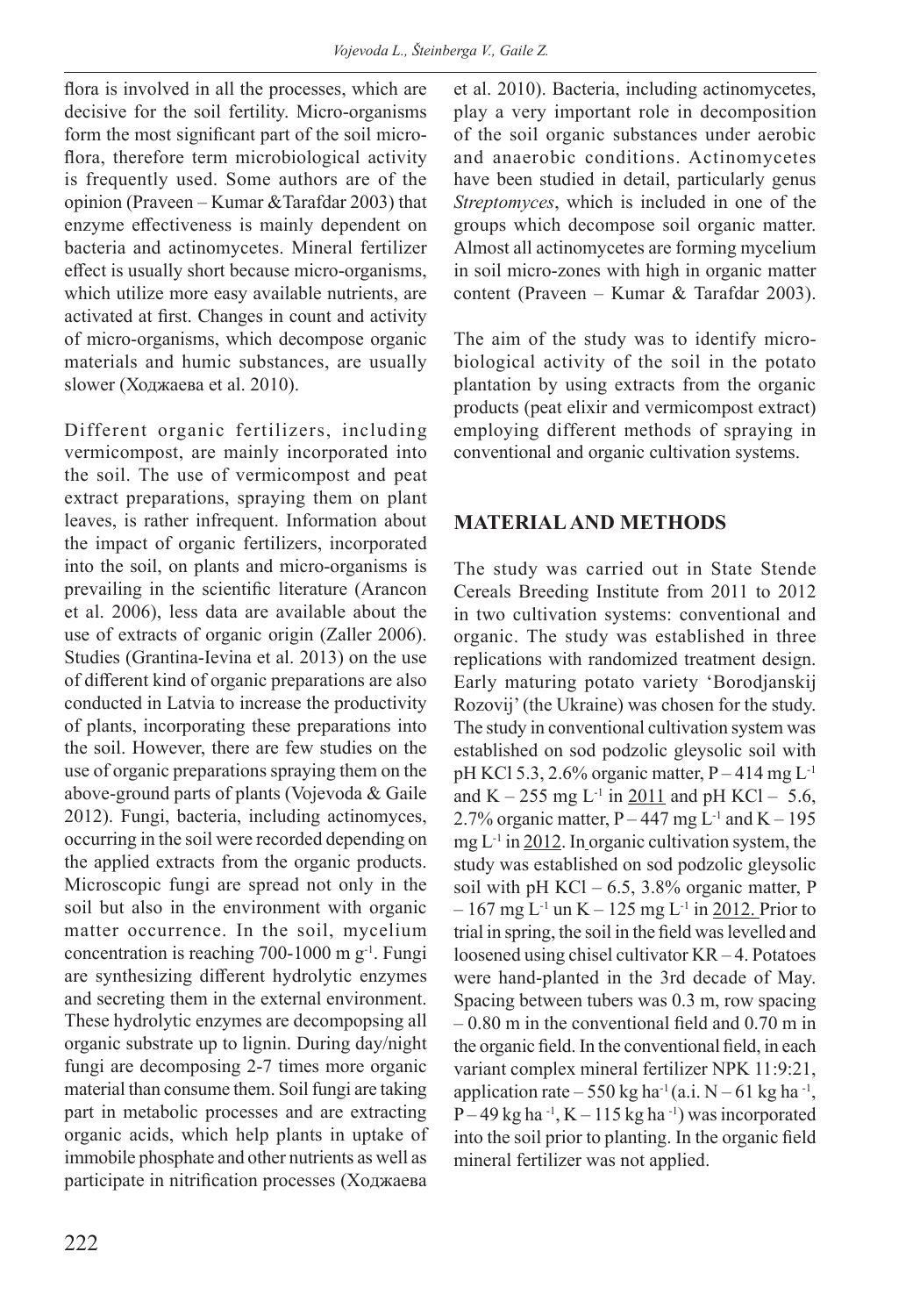flora is involved in all the processes, which are decisive for the soil fertility. Micro-organisms form the most significant part of the soil micro-flora, therefore term microbiological activity is frequently used. Some authors are of the opinion (Praveen – Kumar &Tarafdar 2003) that enzyme effectiveness is mainly dependent on bacteria and actinomycetes. Mineral fertilizer effect is usually short because micro-organisms, which utilize more easy available nutrients, are activated at first. Changes in count and activity of micro-organisms, which decompose organic materials and humic substances, are usually slower (Ходжаева et al. 2010).

Different organic fertilizers, including vermicompost, are mainly incorporated into the soil. The use of vermicompost and peat extract preparations, spraying them on plant leaves, is rather infrequent. Information about the impact of organic fertilizers, incorporated into the soil, on plants and micro-organisms is prevailing in the scientific literature (Arancon et al. 2006), less data are available about the use of extracts of organic origin (Zaller 2006). Studies (Grantina-Ievina et al. 2013) on the use of different kind of organic preparations are also conducted in Latvia to increase the productivity of plants, incorporating these preparations into the soil. However, there are few studies on the use of organic preparations spraying them on the above-ground parts of plants (Vojevoda & Gaile 2012). Fungi, bacteria, including actinomyces, occurring in the soil were recorded depending on the applied extracts from the organic products. Microscopic fungi are spread not only in the soil but also in the environment with organic matter occurrence. In the soil, mycelium concentration is reaching 700-1000 m $g^{-1}$. Fungi are synthesizing different hydrolytic enzymes and secreting them in the external environment. These hydrolytic enzymes are decompopsing all organic substrate up to lignin. During day/night fungi are decomposing 2-7 times more organic material than consume them. Soil fungi are taking part in metabolic processes and are extracting organic acids, which help plants in uptake of immobile phosphate and other nutrients as well as participate in nitrification processes (Ходжаева et al. 2010). Bacteria, including actinomycetes, play a very important role in decomposition of the soil organic substances under aerobic and anaerobic conditions. Actinomycetes have been studied in detail, particularly genus *Streptomyces*, which is included in one of the groups which decompose soil organic matter. Almost all actinomycetes are forming mycelium in soil micro-zones with high in organic matter content (Praveen – Kumar & Tarafdar 2003).

The aim of the study was to identify micro-biological activity of the soil in the potato plantation by using extracts from the organic products (peat elixir and vermicompost extract) employing different methods of spraying in conventional and organic cultivation systems.

## MATERIAL AND METHODS

The study was carried out in State Stende Cereals Breeding Institute from 2011 to 2012 in two cultivation systems: conventional and organic. The study was established in three replications with randomized treatment design. Early maturing potato variety 'Borodjanskij Rozovij' (the Ukraine) was chosen for the study. The study in conventional cultivation system was established on sod podzolic gleysolic soil with pH KCl 5.3, 2.6% organic matter, P – 414 mg $L^{-1}$ and K – 255 mg $L^{-1}$ in 2011 and pH KCl – 5.6, 2.7% organic matter, P – 447 mg $L^{-1}$ and K – 195 mg $L^{-1}$ in 2012. In organic cultivation system, the study was established on sod podzolic gleysolic soil with pH KCl – 6.5, 3.8% organic matter, P – 167 mg $L^{-1}$ un K – 125 mg $L^{-1}$ in 2012. Prior to trial in spring, the soil in the field was levelled and loosened using chisel cultivator KR – 4. Potatoes were hand-planted in the 3rd decade of May. Spacing between tubers was 0.3 m, row spacing – 0.80 m in the conventional field and 0.70 m in the organic field. In the conventional field, in each variant complex mineral fertilizer NPK 11:9:21, application rate – 550 kg $ha^{-1}$ (a.i. N – 61 kg $ha^{-1}$, P – 49 kg $ha^{-1}$, K – 115 kg $ha^{-1}$) was incorporated into the soil prior to planting. In the organic field mineral fertilizer was not applied.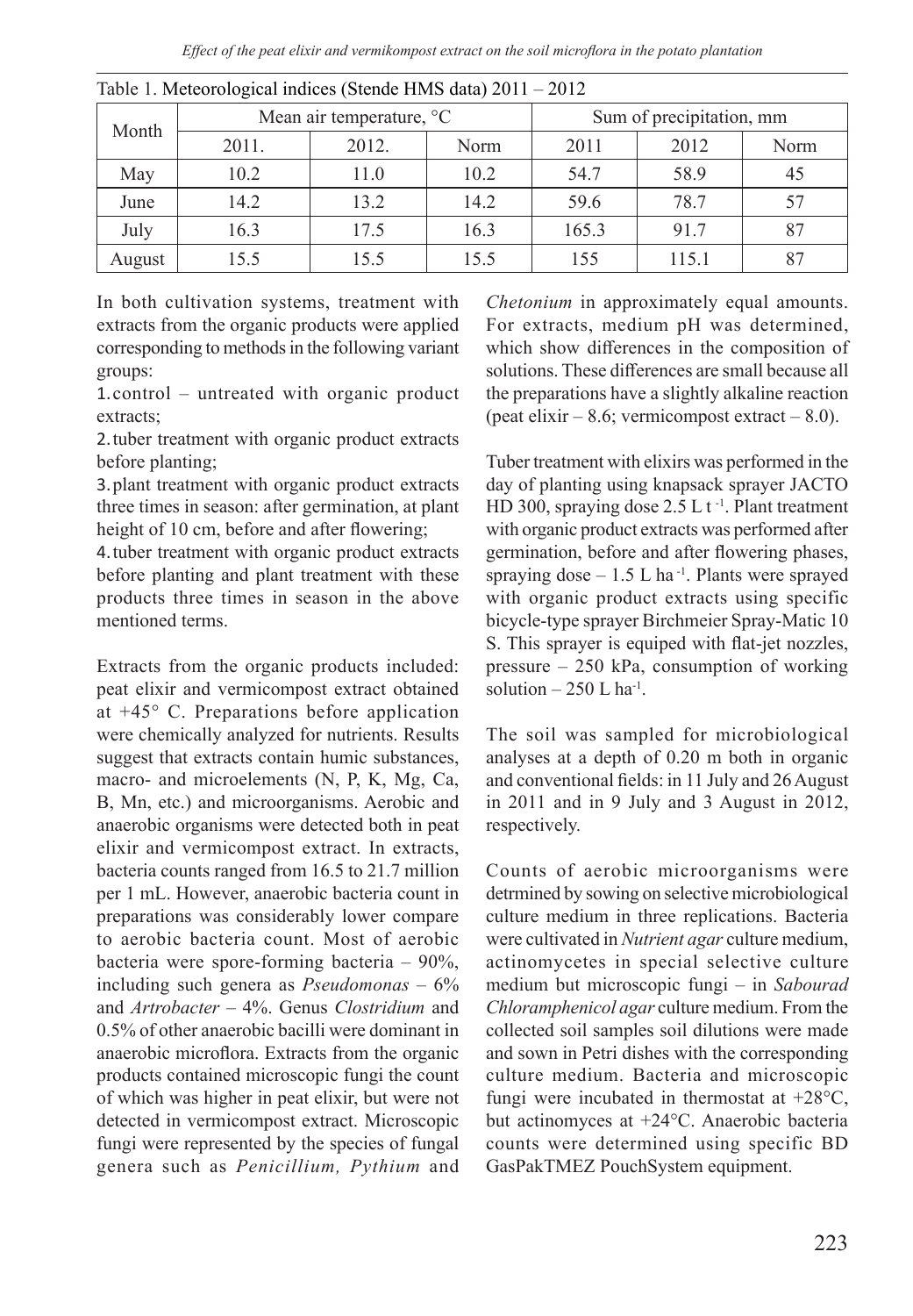Table 1. Meteorological indices (Stende HMS data) 2011 – 2012

| Month | Mean air temperature, °C | | | Sum of precipitation, mm | | |
|---|---|---|---|---|---|---|
| | 2011. | 2012. | Norm | 2011 | 2012 | Norm |
| May | 10.2 | 11.0 | 10.2 | 54.7 | 58.9 | 45 |
| June | 14.2 | 13.2 | 14.2 | 59.6 | 78.7 | 57 |
| July | 16.3 | 17.5 | 16.3 | 165.3 | 91.7 | 87 |
| August | 15.5 | 15.5 | 15.5 | 155 | 115.1 | 87 |

In both cultivation systems, treatment with extracts from the organic products were applied corresponding to methods in the following variant groups:

1. control – untreated with organic product extracts;
2. tuber treatment with organic product extracts before planting;
3. plant treatment with organic product extracts three times in season: after germination, at plant height of 10 cm, before and after flowering;
4. tuber treatment with organic product extracts before planting and plant treatment with these products three times in season in the above mentioned terms.

Extracts from the organic products included: peat elixir and vermicompost extract obtained at +45° C. Preparations before application were chemically analyzed for nutrients. Results suggest that extracts contain humic substances, macro- and microelements (N, P, K, Mg, Ca, B, Mn, etc.) and microorganisms. Aerobic and anaerobic organisms were detected both in peat elixir and vermicompost extract. In extracts, bacteria counts ranged from 16.5 to 21.7 million per 1 mL. However, anaerobic bacteria count in preparations was considerably lower compare to aerobic bacteria count. Most of aerobic bacteria were spore-forming bacteria – 90%, including such genera as *Pseudomonas* – 6% and *Artrobacter* – 4%. Genus *Clostridium* and 0.5% of other anaerobic bacilli were dominant in anaerobic microflora. Extracts from the organic products contained microscopic fungi the count of which was higher in peat elixir, but were not detected in vermicompost extract. Microscopic fungi were represented by the species of fungal genera such as *Penicillium, Pythium* and *Chetonium* in approximately equal amounts. For extracts, medium pH was determined, which show differences in the composition of solutions. These differences are small because all the preparations have a slightly alkaline reaction (peat elixir – 8.6; vermicompost extract – 8.0).

Tuber treatment with elixirs was performed in the day of planting using knapsack sprayer JACTO HD 300, spraying dose 2.5 L t $^{-1}$. Plant treatment with organic product extracts was performed after germination, before and after flowering phases, spraying dose – 1.5 L ha $^{-1}$. Plants were sprayed with organic product extracts using specific bicycle-type sprayer Birchmeier Spray-Matic 10 S. This sprayer is equiped with flat-jet nozzles, pressure – 250 kPa, consumption of working solution – 250 L ha$^{-1}$.

The soil was sampled for microbiological analyses at a depth of 0.20 m both in organic and conventional fields: in 11 July and 26 August in 2011 and in 9 July and 3 August in 2012, respectively.

Counts of aerobic microorganisms were detrmined by sowing on selective microbiological culture medium in three replications. Bacteria were cultivated in *Nutrient agar* culture medium, actinomycetes in special selective culture medium but microscopic fungi – in *Sabourad Chloramphenicol agar* culture medium. From the collected soil samples soil dilutions were made and sown in Petri dishes with the corresponding culture medium. Bacteria and microscopic fungi were incubated in thermostat at +28°C, but actinomyces at +24°C. Anaerobic bacteria counts were determined using specific BD GasPakTMEZ PouchSystem equipment.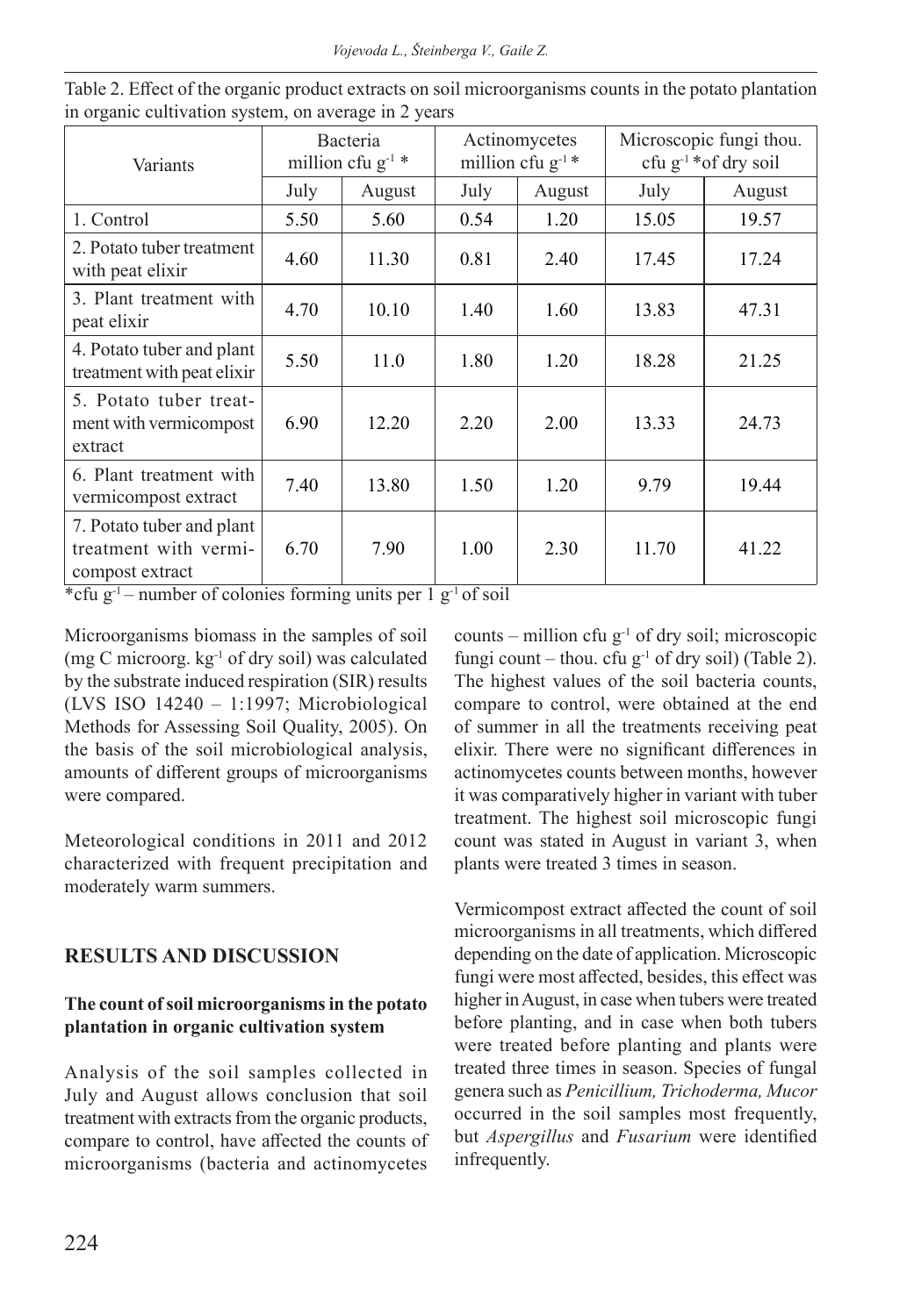Table 2. Effect of the organic product extracts on soil microorganisms counts in the potato plantation in organic cultivation system, on average in 2 years

| Variants | Bacteria million cfu $g^{-1}$ * | | Actinomycetes million cfu $g^{-1}$ * | | Microscopic fungi thou. cfu $g^{-1}$ *of dry soil | |
|---|---|---|---|---|---|---|
| | July | August | July | August | July | August |
| 1. Control | 5.50 | 5.60 | 0.54 | 1.20 | 15.05 | 19.57 |
| 2. Potato tuber treatment with peat elixir | 4.60 | 11.30 | 0.81 | 2.40 | 17.45 | 17.24 |
| 3. Plant treatment with peat elixir | 4.70 | 10.10 | 1.40 | 1.60 | 13.83 | 47.31 |
| 4. Potato tuber and plant treatment with peat elixir | 5.50 | 11.0 | 1.80 | 1.20 | 18.28 | 21.25 |
| 5. Potato tuber treatment with vermicompost extract | 6.90 | 12.20 | 2.20 | 2.00 | 13.33 | 24.73 |
| 6. Plant treatment with vermicompost extract | 7.40 | 13.80 | 1.50 | 1.20 | 9.79 | 19.44 |
| 7. Potato tuber and plant treatment with vermicompost extract | 6.70 | 7.90 | 1.00 | 2.30 | 11.70 | 41.22 |

*cfu $g^{-1}$ – number of colonies forming units per 1 $g^{-1}$ of soil

Microorganisms biomass in the samples of soil (mg C microorg. $kg^{-1}$ of dry soil) was calculated by the substrate induced respiration (SIR) results (LVS ISO 14240 – 1:1997; Microbiological Methods for Assessing Soil Quality, 2005). On the basis of the soil microbiological analysis, amounts of different groups of microorganisms were compared.

Meteorological conditions in 2011 and 2012 characterized with frequent precipitation and moderately warm summers.

## RESULTS AND DISCUSSION

### The count of soil microorganisms in the potato plantation in organic cultivation system

Analysis of the soil samples collected in July and August allows conclusion that soil treatment with extracts from the organic products, compare to control, have affected the counts of microorganisms (bacteria and actinomycetes counts – million cfu $g^{-1}$ of dry soil; microscopic fungi count – thou. cfu $g^{-1}$ of dry soil) (Table 2). The highest values of the soil bacteria counts, compare to control, were obtained at the end of summer in all the treatments receiving peat elixir. There were no significant differences in actinomycetes counts between months, however it was comparatively higher in variant with tuber treatment. The highest soil microscopic fungi count was stated in August in variant 3, when plants were treated 3 times in season.

Vermicompost extract affected the count of soil microorganisms in all treatments, which differed depending on the date of application. Microscopic fungi were most affected, besides, this effect was higher in August, in case when tubers were treated before planting, and in case when both tubers were treated before planting and plants were treated three times in season. Species of fungal genera such as *Penicillium, Trichoderma, Mucor* occurred in the soil samples most frequently, but *Aspergillus* and *Fusarium* were identified infrequently.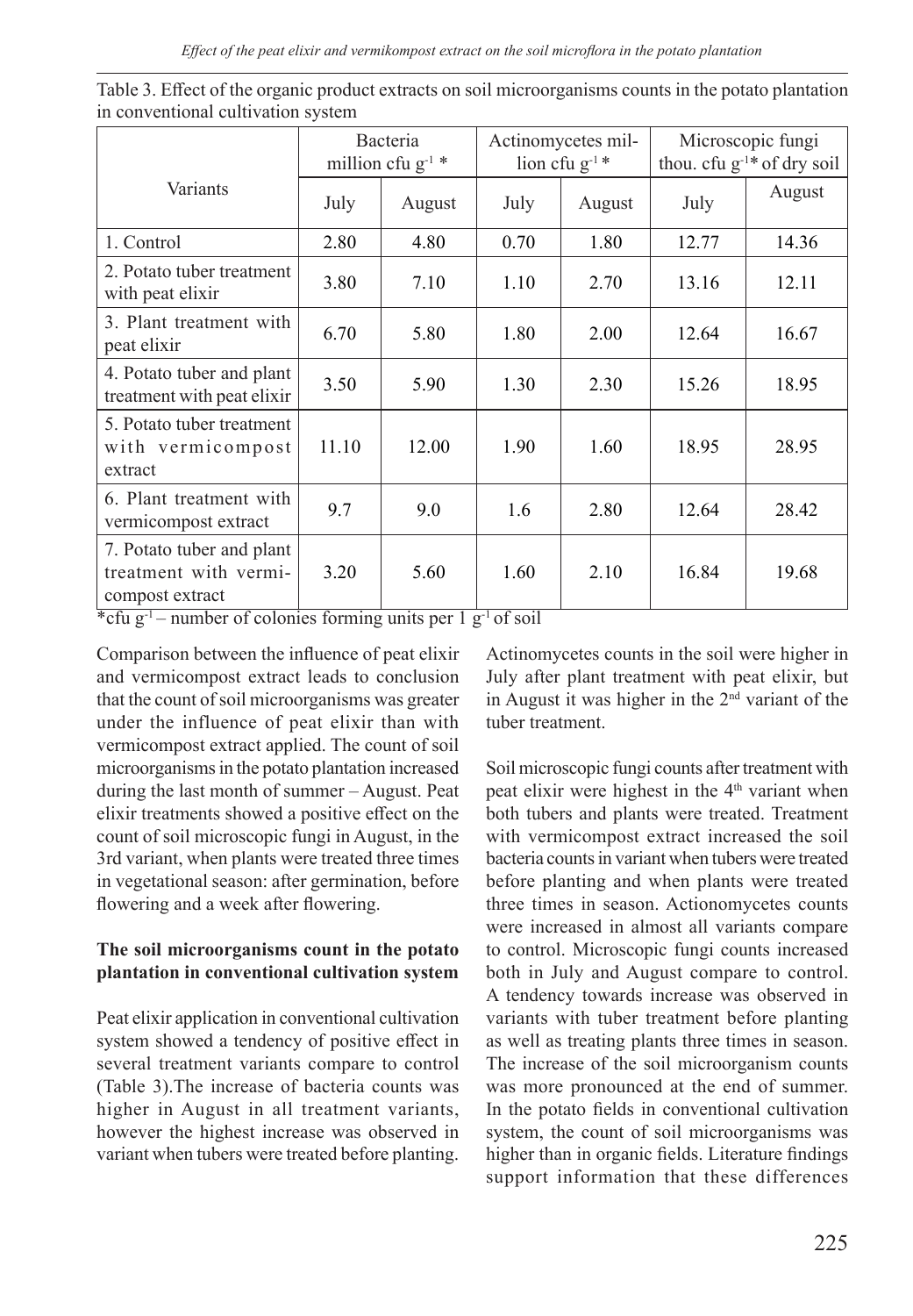Table 3. Effect of the organic product extracts on soil microorganisms counts in the potato plantation in conventional cultivation system

| Variants | Bacteria million cfu $g^{-1}$ * | | Actinomycetes million cfu $g^{-1}$ * | | Microscopic fungi thou. cfu $g^{-1}$* of dry soil | |
|---|---|---|---|---|---|---|
| | July | August | July | August | July | August |
| 1. Control | 2.80 | 4.80 | 0.70 | 1.80 | 12.77 | 14.36 |
| 2. Potato tuber treatment with peat elixir | 3.80 | 7.10 | 1.10 | 2.70 | 13.16 | 12.11 |
| 3. Plant treatment with peat elixir | 6.70 | 5.80 | 1.80 | 2.00 | 12.64 | 16.67 |
| 4. Potato tuber and plant treatment with peat elixir | 3.50 | 5.90 | 1.30 | 2.30 | 15.26 | 18.95 |
| 5. Potato tuber treatment with vermicompost extract | 11.10 | 12.00 | 1.90 | 1.60 | 18.95 | 28.95 |
| 6. Plant treatment with vermicompost extract | 9.7 | 9.0 | 1.6 | 2.80 | 12.64 | 28.42 |
| 7. Potato tuber and plant treatment with vermicompost extract | 3.20 | 5.60 | 1.60 | 2.10 | 16.84 | 19.68 |

*cfu $g^{-1}$ – number of colonies forming units per 1 $g^{-1}$ of soil

Comparison between the influence of peat elixir and vermicompost extract leads to conclusion that the count of soil microorganisms was greater under the influence of peat elixir than with vermicompost extract applied. The count of soil microorganisms in the potato plantation increased during the last month of summer – August. Peat elixir treatments showed a positive effect on the count of soil microscopic fungi in August, in the 3rd variant, when plants were treated three times in vegetational season: after germination, before flowering and a week after flowering.

**The soil microorganisms count in the potato plantation in conventional cultivation system**

Peat elixir application in conventional cultivation system showed a tendency of positive effect in several treatment variants compare to control (Table 3).The increase of bacteria counts was higher in August in all treatment variants, however the highest increase was observed in variant when tubers were treated before planting. Actinomycetes counts in the soil were higher in July after plant treatment with peat elixir, but in August it was higher in the 2nd variant of the tuber treatment.

Soil microscopic fungi counts after treatment with peat elixir were highest in the 4th variant when both tubers and plants were treated. Treatment with vermicompost extract increased the soil bacteria counts in variant when tubers were treated before planting and when plants were treated three times in season. Actionomycetes counts were increased in almost all variants compare to control. Microscopic fungi counts increased both in July and August compare to control. A tendency towards increase was observed in variants with tuber treatment before planting as well as treating plants three times in season. The increase of the soil microorganism counts was more pronounced at the end of summer. In the potato fields in conventional cultivation system, the count of soil microorganisms was higher than in organic fields. Literature findings support information that these differences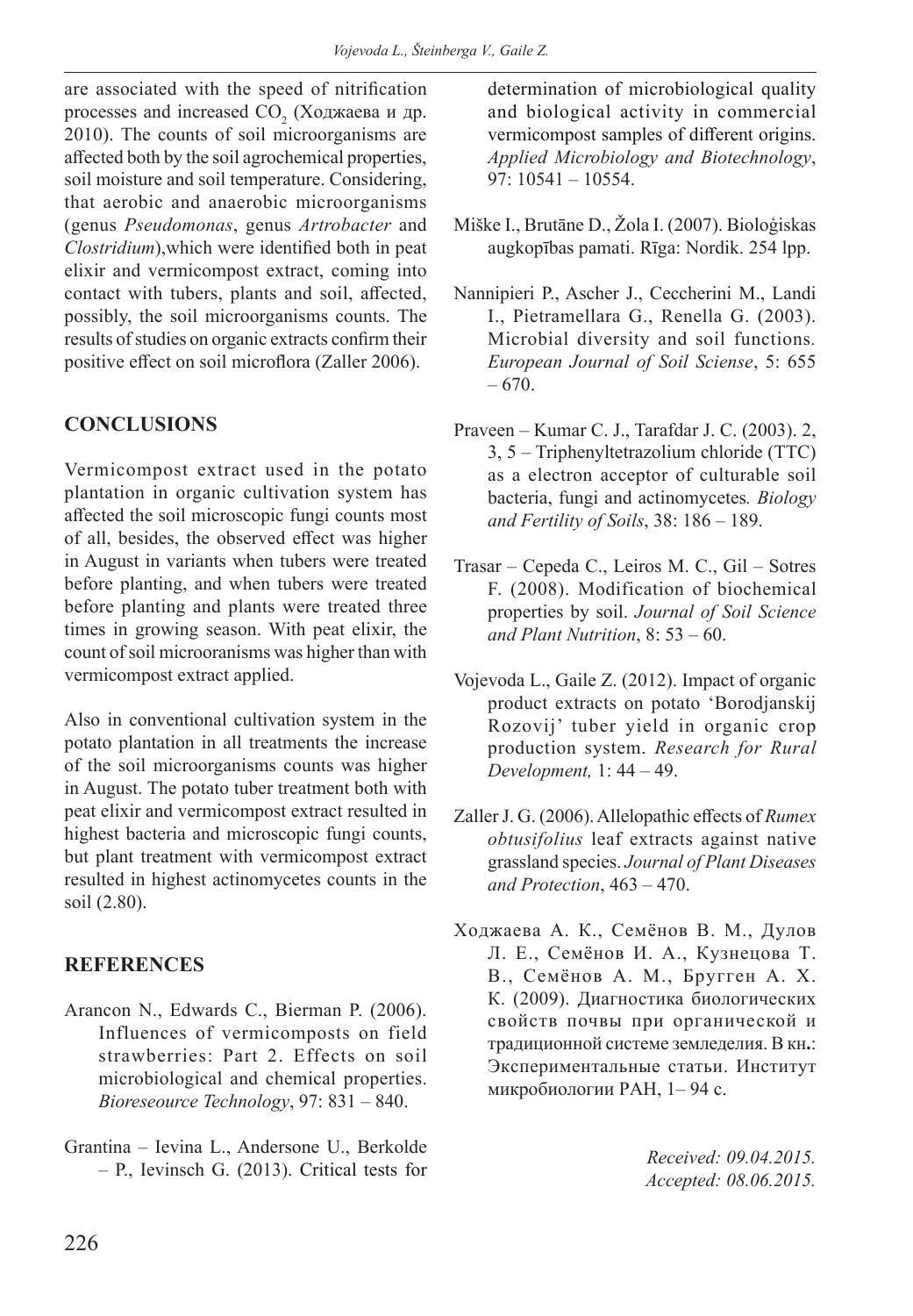are associated with the speed of nitrification processes and increased $CO_2$ (Ходжаева и др. 2010). The counts of soil microorganisms are affected both by the soil agrochemical properties, soil moisture and soil temperature. Considering, that aerobic and anaerobic microorganisms (genus *Pseudomonas*, genus *Artrobacter* and *Clostridium*),which were identified both in peat elixir and vermicompost extract, coming into contact with tubers, plants and soil, affected, possibly, the soil microorganisms counts. The results of studies on organic extracts confirm their positive effect on soil microflora (Zaller 2006).

## CONCLUSIONS

Vermicompost extract used in the potato plantation in organic cultivation system has affected the soil microscopic fungi counts most of all, besides, the observed effect was higher in August in variants when tubers were treated before planting, and when tubers were treated before planting and plants were treated three times in growing season. With peat elixir, the count of soil microoranisms was higher than with vermicompost extract applied.

Also in conventional cultivation system in the potato plantation in all treatments the increase of the soil microorganisms counts was higher in August. The potato tuber treatment both with peat elixir and vermicompost extract resulted in highest bacteria and microscopic fungi counts, but plant treatment with vermicompost extract resulted in highest actinomycetes counts in the soil (2.80).

## REFERENCES

Arancon N., Edwards C., Bierman P. (2006). Influences of vermicomposts on field strawberries: Part 2. Effects on soil microbiological and chemical properties. *Bioreseource Technology*, 97: 831 – 840.

Grantina – Ievina L., Andersone U., Berkolde – P., Ievinsch G. (2013). Critical tests for determination of microbiological quality and biological activity in commercial vermicompost samples of different origins. *Applied Microbiology and Biotechnology*, 97: 10541 – 10554.

Miške I., Brutāne D., Žola I. (2007). Bioloģiskas augkopības pamati. Rīga: Nordik. 254 lpp.

Nannipieri P., Ascher J., Ceccherini M., Landi I., Pietramellara G., Renella G. (2003). Microbial diversity and soil functions. *European Journal of Soil Sciense*, 5: 655 – 670.

Praveen – Kumar C. J., Tarafdar J. C. (2003). 2, 3, 5 – Triphenyltetrazolium chloride (TTC) as a electron acceptor of culturable soil bacteria, fungi and actinomycetes. *Biology and Fertility of Soils*, 38: 186 – 189.

Trasar – Cepeda C., Leiros M. C., Gil – Sotres F. (2008). Modification of biochemical properties by soil. *Journal of Soil Science and Plant Nutrition*, 8: 53 – 60.

Vojevoda L., Gaile Z. (2012). Impact of organic product extracts on potato 'Borodjanskij Rozovij' tuber yield in organic crop production system. *Research for Rural Development,* 1: 44 – 49.

Zaller J. G. (2006). Allelopathic effects of *Rumex obtusifolius* leaf extracts against native grassland species. *Journal of Plant Diseases and Protection*, 463 – 470.

Ходжаева А. К., Семёнов В. М., Дулов Л. Е., Семёнов И. А., Кузнецова Т. В., Семёнов А. М., Бругген А. Х. К. (2009). Диагностика биологических свойств почвы при органической и традиционной системе земледелия. В кн.: Экспериментальные статьи. Институт микробиологии РАН, 1– 94 с.

*Received: 09.04.2015.*
*Accepted: 08.06.2015.*